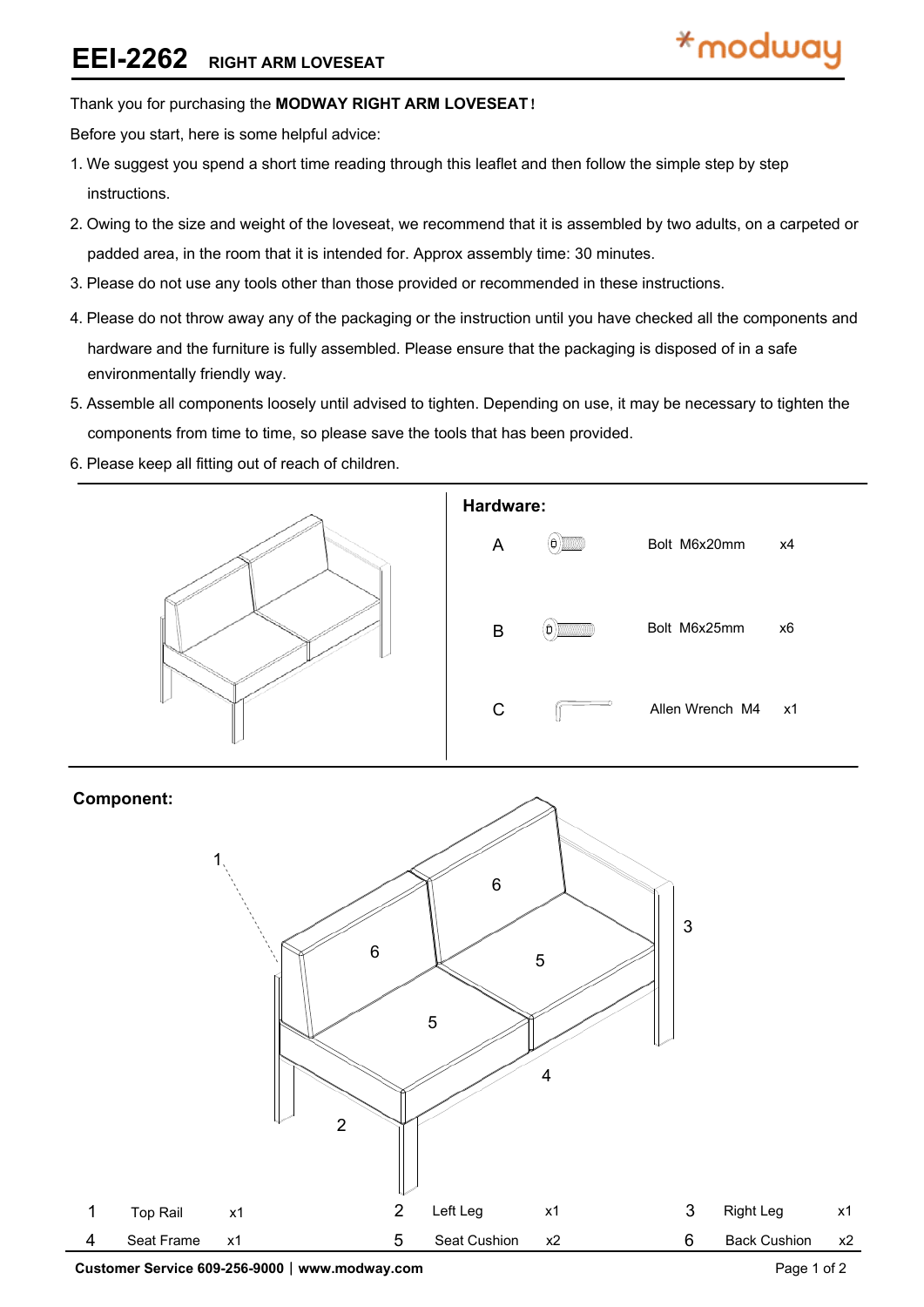# EEI-2262 RIGHT ARM LOVESEAT

Thank you for purchasing the **MODWAY RIGHT ARM LOVESEAT!**

Before you start, here is some helpful advice:

1. We suggest you spend a short time reading through this leaflet and then follow the simple step by step instructions.
2. Owing to the size and weight of the loveseat, we recommend that it is assembled by two adults, on a carpeted or padded area, in the room that it is intended for. Approx assembly time: 30 minutes.
3. Please do not use any tools other than those provided or recommended in these instructions.
4. Please do not throw away any of the packaging or the instruction until you have checked all the components and hardware and the furniture is fully assembled. Please ensure that the packaging is disposed of in a safe environmentally friendly way.
5. Assemble all components loosely until advised to tighten. Depending on use, it may be necessary to tighten the components from time to time, so please save the tools that has been provided.
6. Please keep all fitting out of reach of children.

## Hardware:

| | | |
|---|---|---|
| A | Bolt M6x20mm | x4 |
| B | Bolt M6x25mm | x6 |
| C | Allen Wrench M4 | x1 |

## Component:

| | | | | | | | | |
|---|---|---|---|---|---|---|---|---|
| 1 | Top Rail | x1 | 2 | Left Leg | x1 | 3 | Right Leg | x1 |
| 4 | Seat Frame | x1 | 5 | Seat Cushion | x2 | 6 | Back Cushion | x2 |

**Customer Service 609-256-9000 | www.modway.com**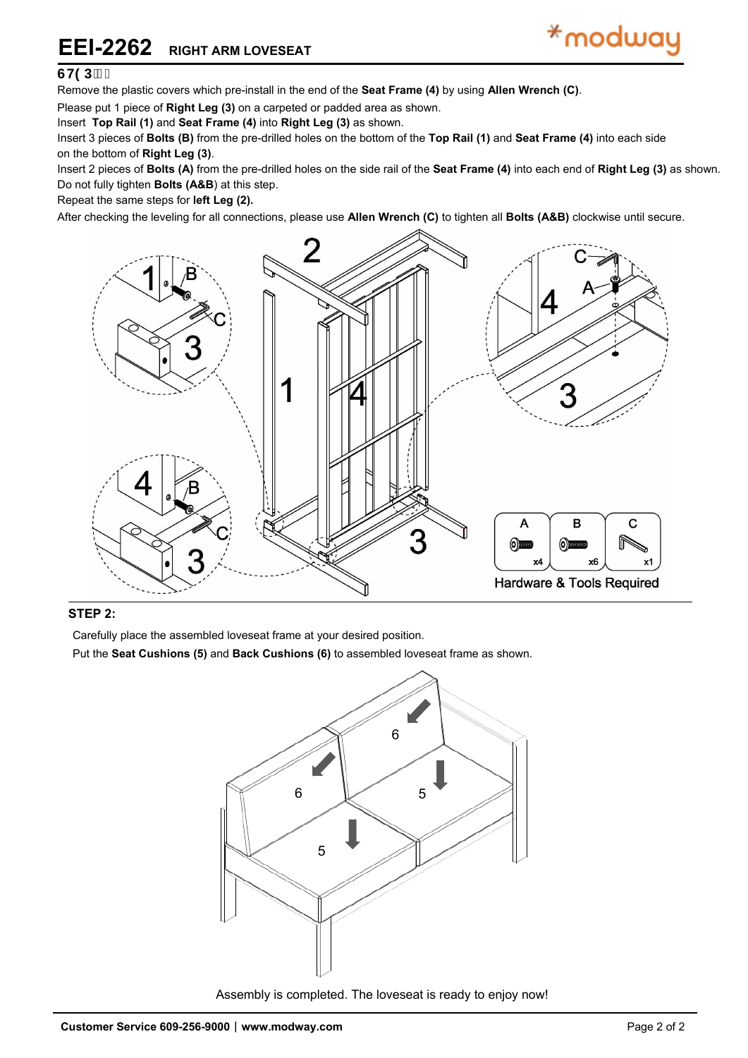# EEI-2262 RIGHT ARM LOVESEAT

## STEP 1:

Remove the plastic covers which pre-install in the end of the **Seat Frame (4)** by using **Allen Wrench (C)**.

Please put 1 piece of **Right Leg (3)** on a carpeted or padded area as shown.

Insert **Top Rail (1)** and **Seat Frame (4)** into **Right Leg (3)** as shown.

Insert 3 pieces of **Bolts (B)** from the pre-drilled holes on the bottom of the **Top Rail (1)** and **Seat Frame (4)** into each side on the bottom of **Right Leg (3)**.

Insert 2 pieces of **Bolts (A)** from the pre-drilled holes on the side rail of the **Seat Frame (4)** into each end of **Right Leg (3)** as shown.

Do not fully tighten **Bolts (A&B)** at this step.

Repeat the same steps for **left Leg (2).**

After checking the leveling for all connections, please use **Allen Wrench (C)** to tighten all **Bolts (A&B)** clockwise until secure.

| A | B | C |
|---|---|---|
| x4 | x6 | x1 |

Hardware & Tools Required

## STEP 2:

Carefully place the assembled loveseat frame at your desired position.

Put the **Seat Cushions (5)** and **Back Cushions (6)** to assembled loveseat frame as shown.

Assembly is completed. The loveseat is ready to enjoy now!

**Customer Service 609-256-9000 | www.modway.com**